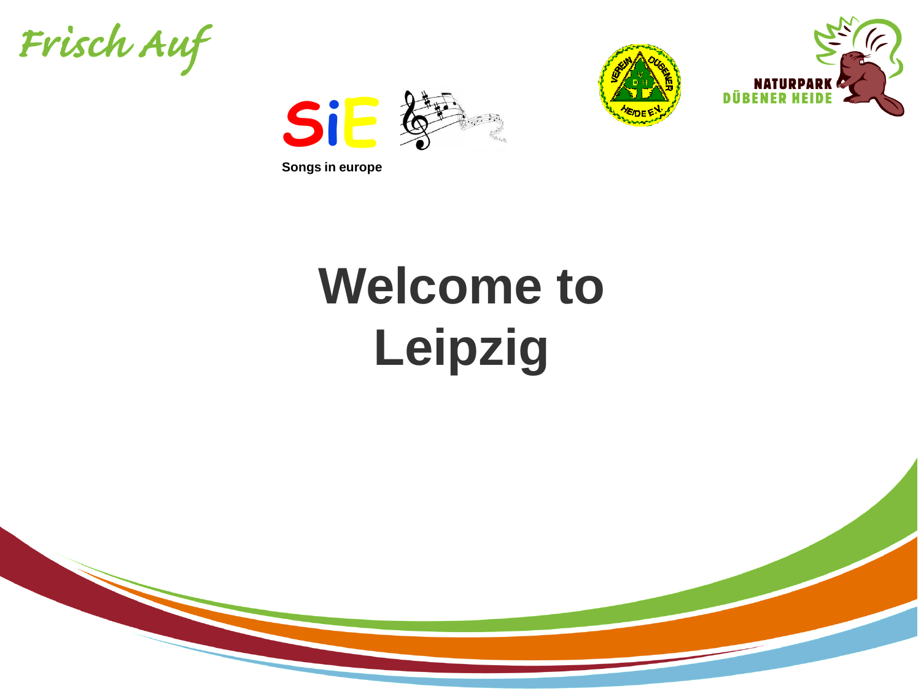Frisch Auf

SiE

Songs in europe

VEREIN DÜBENER HEIDE E.V.

NATURPARK DÜBENER HEIDE

# Welcome to Leipzig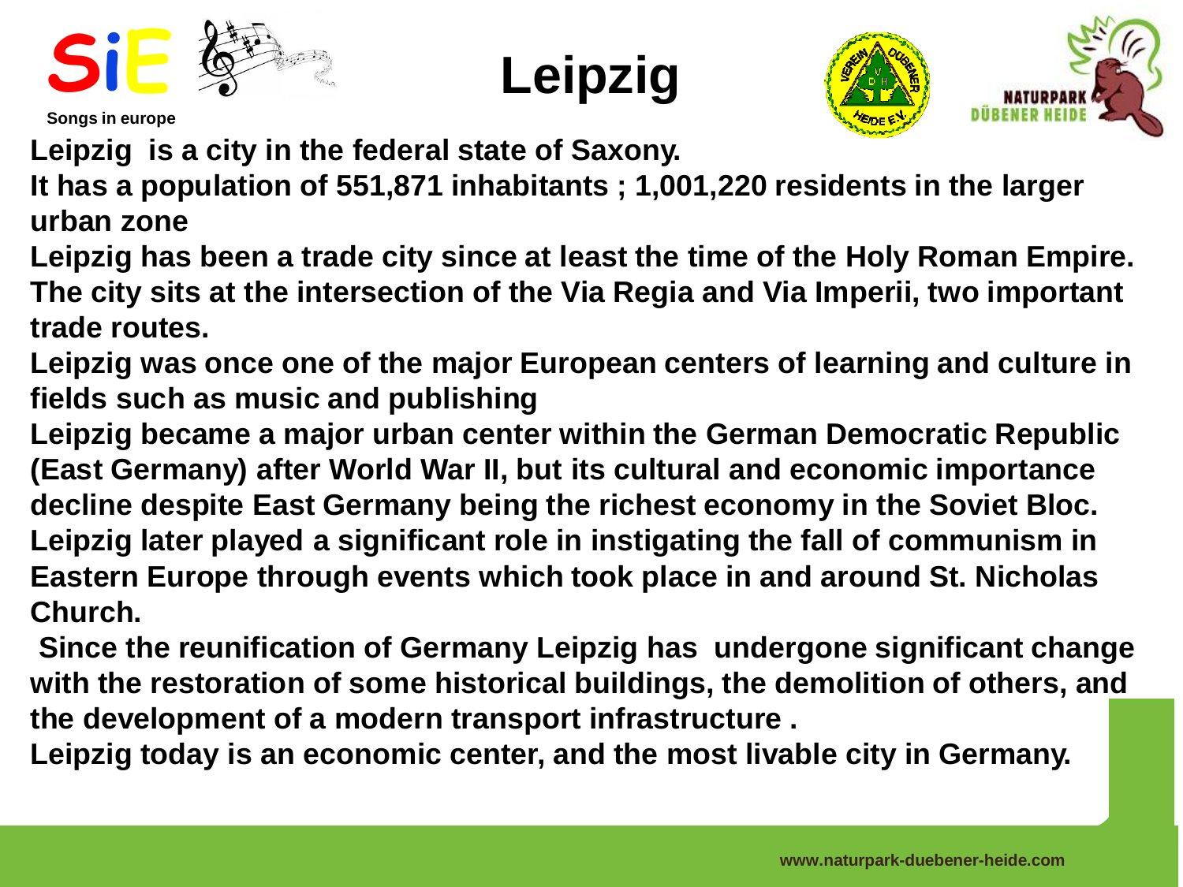# Leipzig

**Leipzig is a city in the federal state of Saxony.**

**It has a population of 551,871 inhabitants ; 1,001,220 residents in the larger urban zone**

**Leipzig has been a trade city since at least the time of the Holy Roman Empire. The city sits at the intersection of the Via Regia and Via Imperii, two important trade routes.**

**Leipzig was once one of the major European centers of learning and culture in fields such as music and publishing**

**Leipzig became a major urban center within the German Democratic Republic (East Germany) after World War II, but its cultural and economic importance decline despite East Germany being the richest economy in the Soviet Bloc.**

**Leipzig later played a significant role in instigating the fall of communism in Eastern Europe through events which took place in and around St. Nicholas Church.**

**Since the reunification of Germany Leipzig has undergone significant change with the restoration of some historical buildings, the demolition of others, and the development of a modern transport infrastructure .**

**Leipzig today is an economic center, and the most livable city in Germany.**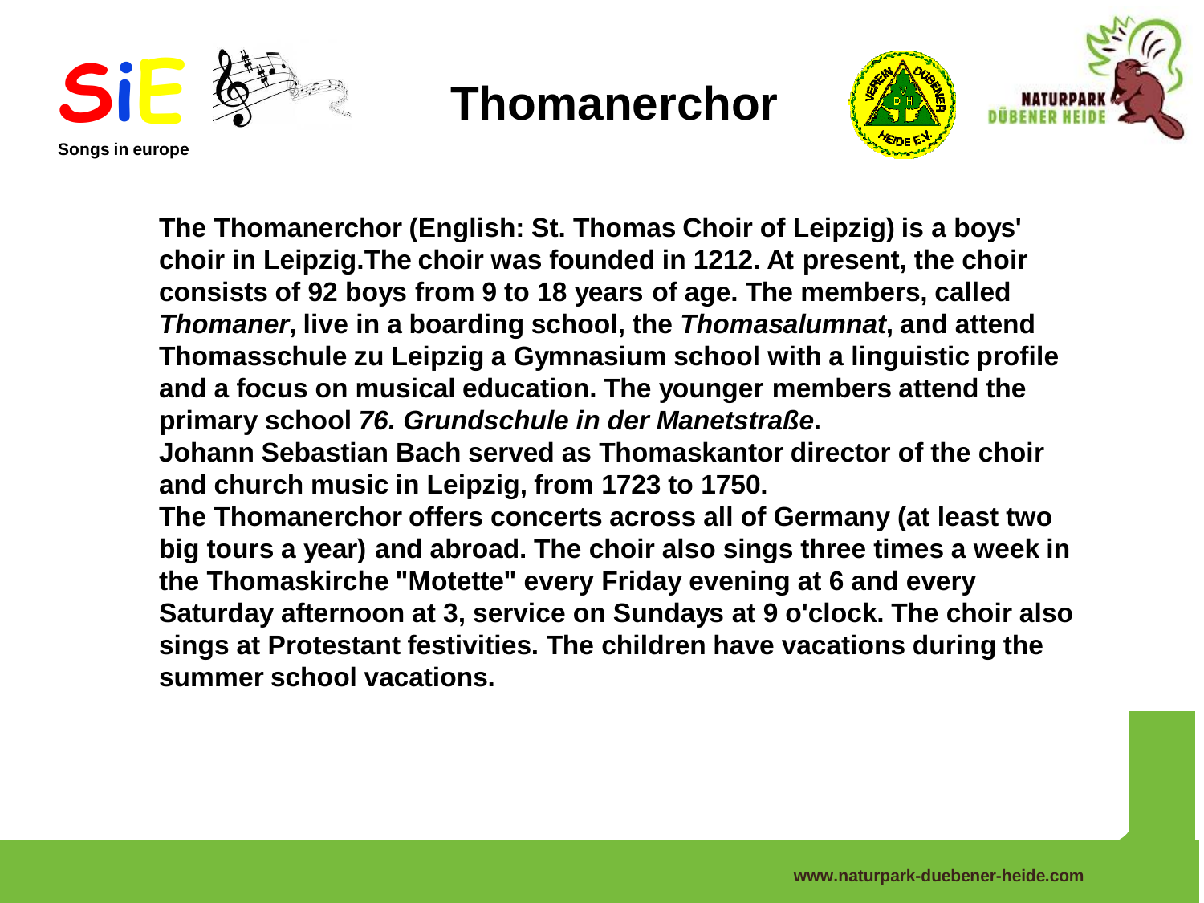# Thomanerchor

**The Thomanerchor (English: St. Thomas Choir of Leipzig) is a boys' choir in Leipzig.The choir was founded in 1212. At present, the choir consists of 92 boys from 9 to 18 years of age. The members, called *Thomaner*, live in a boarding school, the *Thomasalumnat*, and attend Thomasschule zu Leipzig a Gymnasium school with a linguistic profile and a focus on musical education. The younger members attend the primary school *76. Grundschule in der Manetstraße*.**

**Johann Sebastian Bach served as Thomaskantor director of the choir and church music in Leipzig, from 1723 to 1750.**

**The Thomanerchor offers concerts across all of Germany (at least two big tours a year) and abroad. The choir also sings three times a week in the Thomaskirche "Motette" every Friday evening at 6 and every Saturday afternoon at 3, service on Sundays at 9 o'clock. The choir also sings at Protestant festivities. The children have vacations during the summer school vacations.**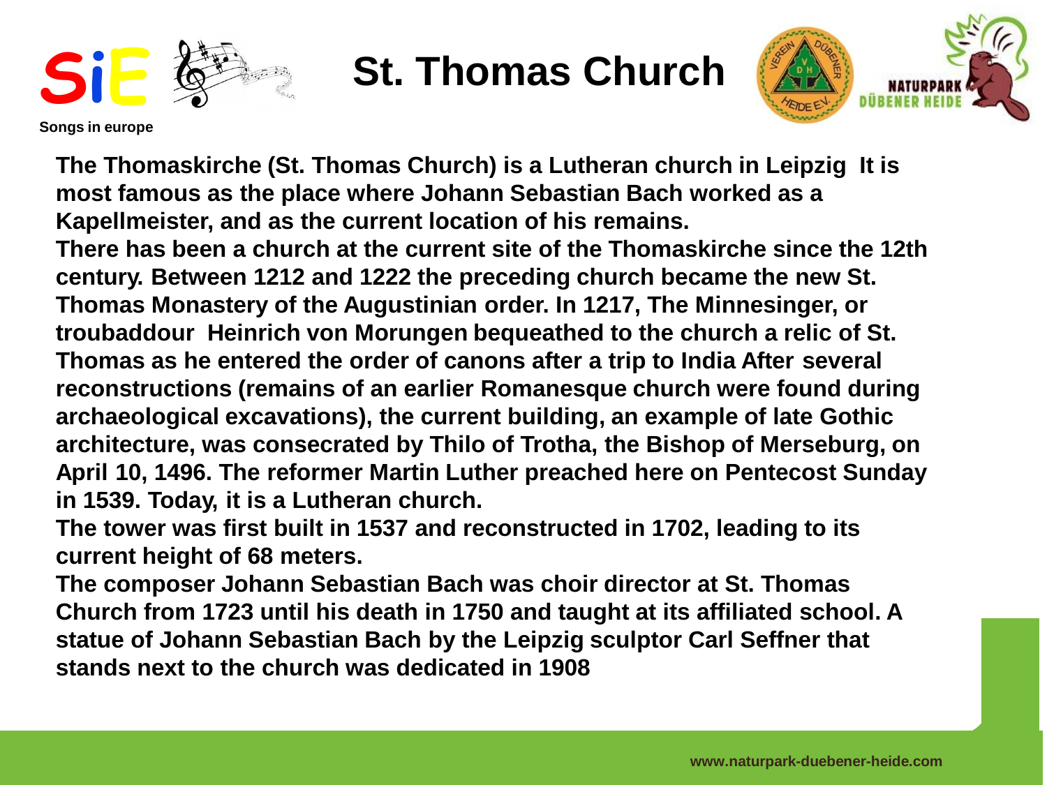# St. Thomas Church

The Thomaskirche (St. Thomas Church) is a Lutheran church in Leipzig It is most famous as the place where Johann Sebastian Bach worked as a Kapellmeister, and as the current location of his remains.

There has been a church at the current site of the Thomaskirche since the 12th century. Between 1212 and 1222 the preceding church became the new St. Thomas Monastery of the Augustinian order. In 1217, The Minnesinger, or troubaddour Heinrich von Morungen bequeathed to the church a relic of St. Thomas as he entered the order of canons after a trip to India After several reconstructions (remains of an earlier Romanesque church were found during archaeological excavations), the current building, an example of late Gothic architecture, was consecrated by Thilo of Trotha, the Bishop of Merseburg, on April 10, 1496. The reformer Martin Luther preached here on Pentecost Sunday in 1539. Today, it is a Lutheran church.

The tower was first built in 1537 and reconstructed in 1702, leading to its current height of 68 meters.

The composer Johann Sebastian Bach was choir director at St. Thomas Church from 1723 until his death in 1750 and taught at its affiliated school. A statue of Johann Sebastian Bach by the Leipzig sculptor Carl Seffner that stands next to the church was dedicated in 1908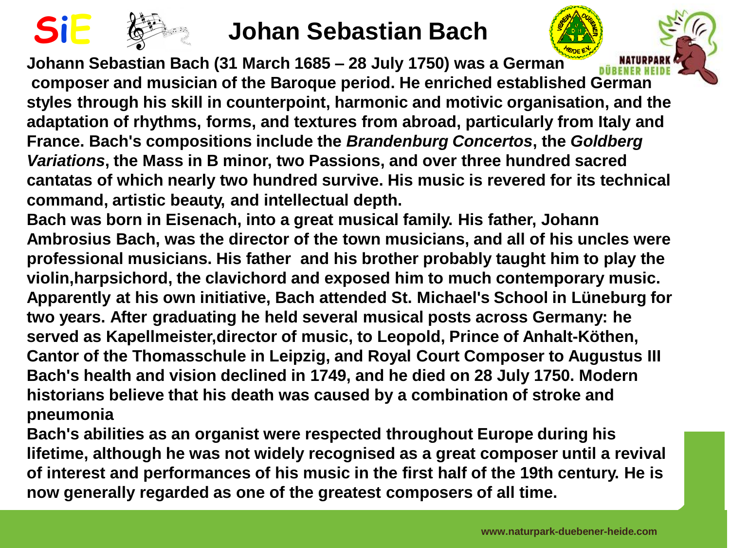# Johan Sebastian Bach

**Johann Sebastian Bach (31 March 1685 – 28 July 1750) was a German composer and musician of the Baroque period. He enriched established German styles through his skill in counterpoint, harmonic and motivic organisation, and the adaptation of rhythms, forms, and textures from abroad, particularly from Italy and France. Bach's compositions include the *Brandenburg Concertos*, the *Goldberg Variations*, the Mass in B minor, two Passions, and over three hundred sacred cantatas of which nearly two hundred survive. His music is revered for its technical command, artistic beauty, and intellectual depth.**

**Bach was born in Eisenach, into a great musical family. His father, Johann Ambrosius Bach, was the director of the town musicians, and all of his uncles were professional musicians. His father and his brother probably taught him to play the violin,harpsichord, the clavichord and exposed him to much contemporary music. Apparently at his own initiative, Bach attended St. Michael's School in Lüneburg for two years. After graduating he held several musical posts across Germany: he served as Kapellmeister,director of music, to Leopold, Prince of Anhalt-Köthen, Cantor of the Thomasschule in Leipzig, and Royal Court Composer to Augustus III Bach's health and vision declined in 1749, and he died on 28 July 1750. Modern historians believe that his death was caused by a combination of stroke and pneumonia**

**Bach's abilities as an organist were respected throughout Europe during his lifetime, although he was not widely recognised as a great composer until a revival of interest and performances of his music in the first half of the 19th century. He is now generally regarded as one of the greatest composers of all time.**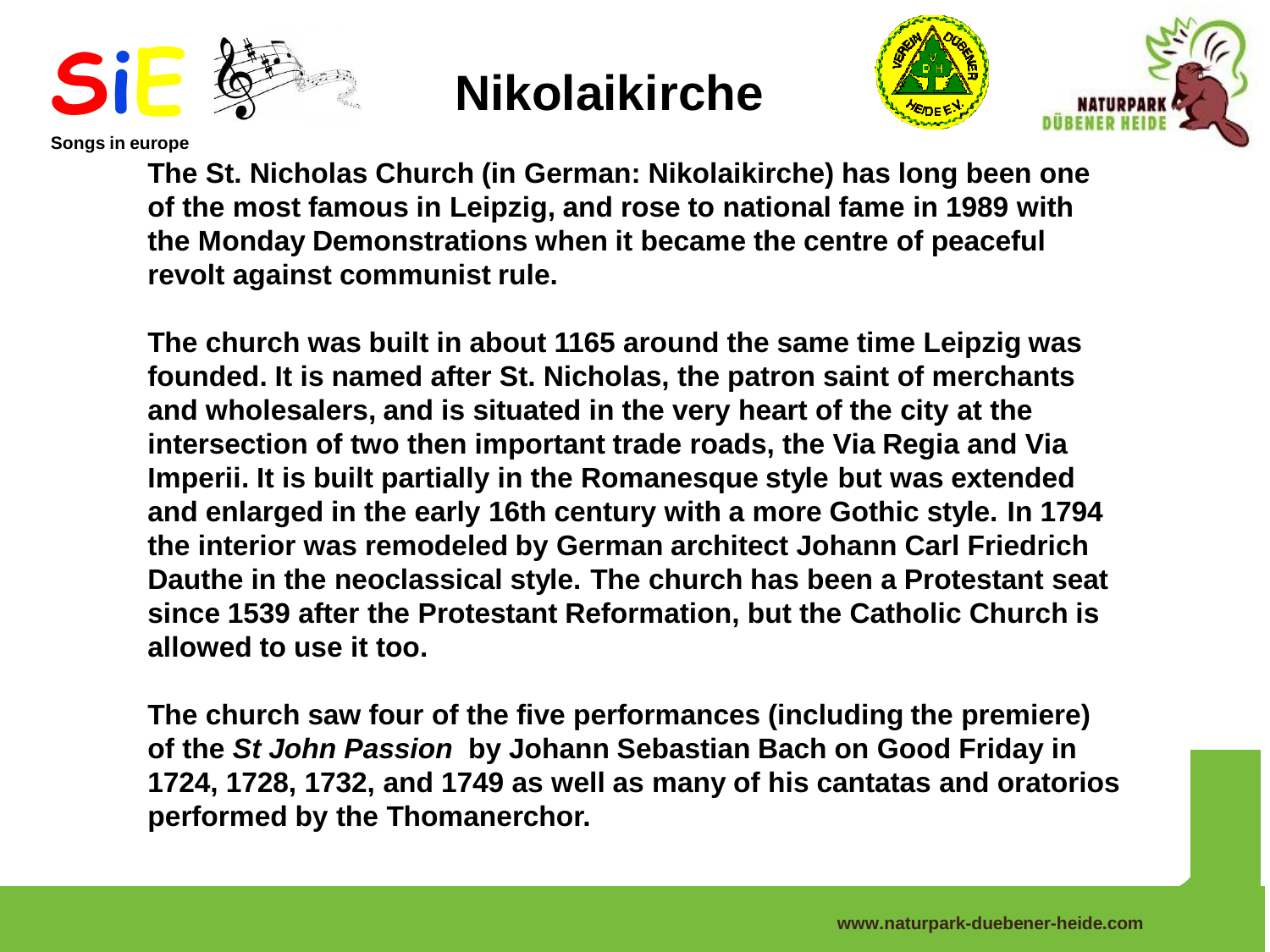# Nikolaikirche

**The St. Nicholas Church (in German: Nikolaikirche) has long been one of the most famous in Leipzig, and rose to national fame in 1989 with the Monday Demonstrations when it became the centre of peaceful revolt against communist rule.**

**The church was built in about 1165 around the same time Leipzig was founded. It is named after St. Nicholas, the patron saint of merchants and wholesalers, and is situated in the very heart of the city at the intersection of two then important trade roads, the Via Regia and Via Imperii. It is built partially in the Romanesque style but was extended and enlarged in the early 16th century with a more Gothic style. In 1794 the interior was remodeled by German architect Johann Carl Friedrich Dauthe in the neoclassical style. The church has been a Protestant seat since 1539 after the Protestant Reformation, but the Catholic Church is allowed to use it too.**

**The church saw four of the five performances (including the premiere) of the *St John Passion* by Johann Sebastian Bach on Good Friday in 1724, 1728, 1732, and 1749 as well as many of his cantatas and oratorios performed by the Thomanerchor.**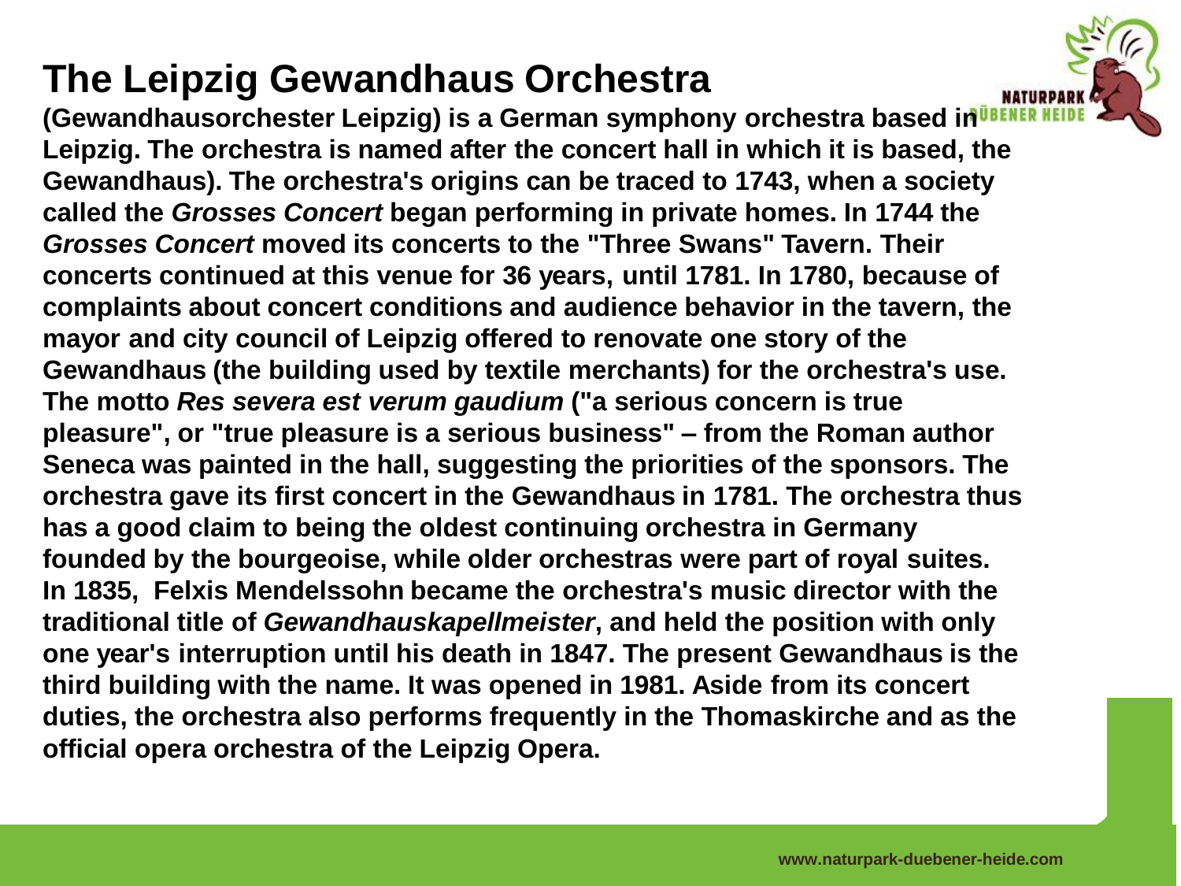# The Leipzig Gewandhaus Orchestra

**(Gewandhausorchester Leipzig) is a German symphony orchestra based in Leipzig. The orchestra is named after the concert hall in which it is based, the Gewandhaus). The orchestra's origins can be traced to 1743, when a society called the *Grosses Concert* began performing in private homes. In 1744 the *Grosses Concert* moved its concerts to the "Three Swans" Tavern. Their concerts continued at this venue for 36 years, until 1781. In 1780, because of complaints about concert conditions and audience behavior in the tavern, the mayor and city council of Leipzig offered to renovate one story of the Gewandhaus (the building used by textile merchants) for the orchestra's use. The motto *Res severa est verum gaudium* ("a serious concern is true pleasure", or "true pleasure is a serious business" – from the Roman author Seneca was painted in the hall, suggesting the priorities of the sponsors. The orchestra gave its first concert in the Gewandhaus in 1781. The orchestra thus has a good claim to being the oldest continuing orchestra in Germany founded by the bourgeoise, while older orchestras were part of royal suites. In 1835, Felxis Mendelssohn became the orchestra's music director with the traditional title of *Gewandhauskapellmeister*, and held the position with only one year's interruption until his death in 1847. The present Gewandhaus is the third building with the name. It was opened in 1981. Aside from its concert duties, the orchestra also performs frequently in the Thomaskirche and as the official opera orchestra of the Leipzig Opera.**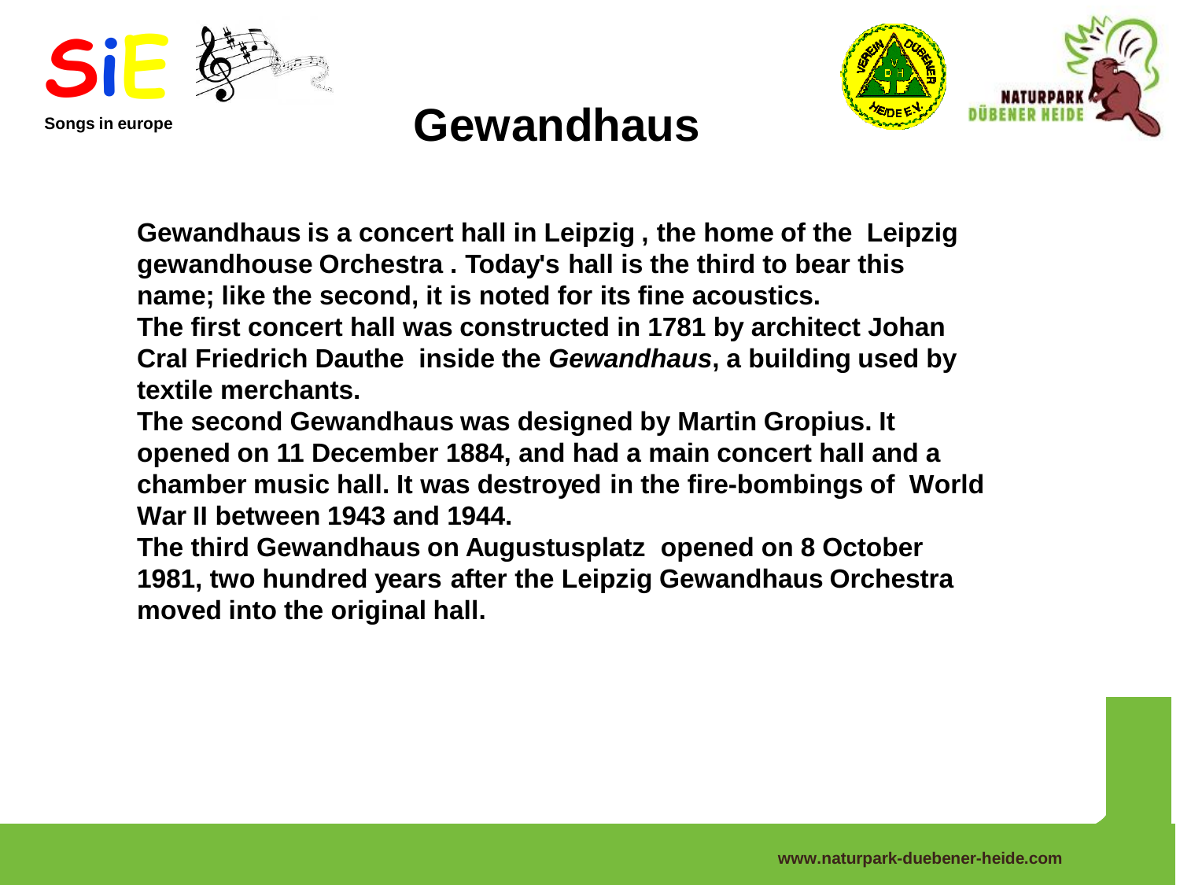# Gewandhaus

**Gewandhaus is a concert hall in Leipzig , the home of the Leipzig gewandhouse Orchestra . Today's hall is the third to bear this name; like the second, it is noted for its fine acoustics.**

**The first concert hall was constructed in 1781 by architect Johan Cral Friedrich Dauthe inside the *Gewandhaus*, a building used by textile merchants.**

**The second Gewandhaus was designed by Martin Gropius. It opened on 11 December 1884, and had a main concert hall and a chamber music hall. It was destroyed in the fire-bombings of World War II between 1943 and 1944.**

**The third Gewandhaus on Augustusplatz opened on 8 October 1981, two hundred years after the Leipzig Gewandhaus Orchestra moved into the original hall.**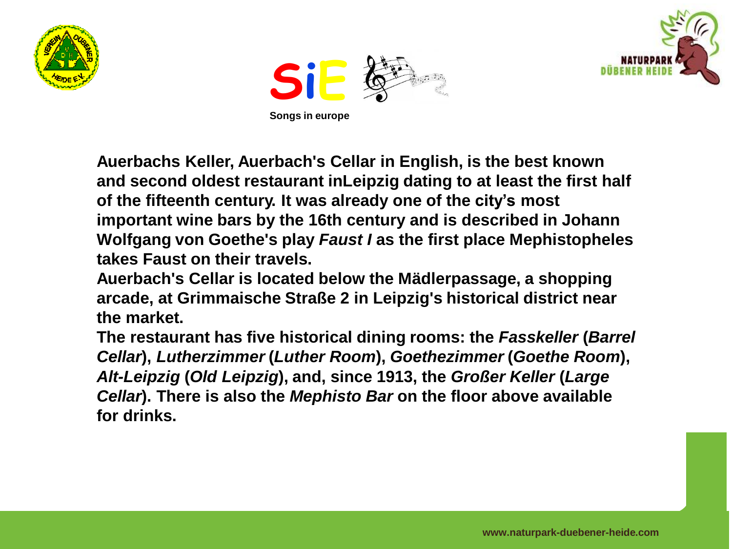**Auerbachs Keller, Auerbach's Cellar in English, is the best known and second oldest restaurant inLeipzig dating to at least the first half of the fifteenth century. It was already one of the city's most important wine bars by the 16th century and is described in Johann Wolfgang von Goethe's play *Faust I* as the first place Mephistopheles takes Faust on their travels.**

**Auerbach's Cellar is located below the Mädlerpassage, a shopping arcade, at Grimmaische Straße 2 in Leipzig's historical district near the market.**

**The restaurant has five historical dining rooms: the *Fasskeller* (*Barrel Cellar*), *Lutherzimmer* (*Luther Room*), *Goethezimmer* (*Goethe Room*), *Alt-Leipzig* (*Old Leipzig*), and, since 1913, the *Großer Keller* (*Large Cellar*). There is also the *Mephisto Bar* on the floor above available for drinks.**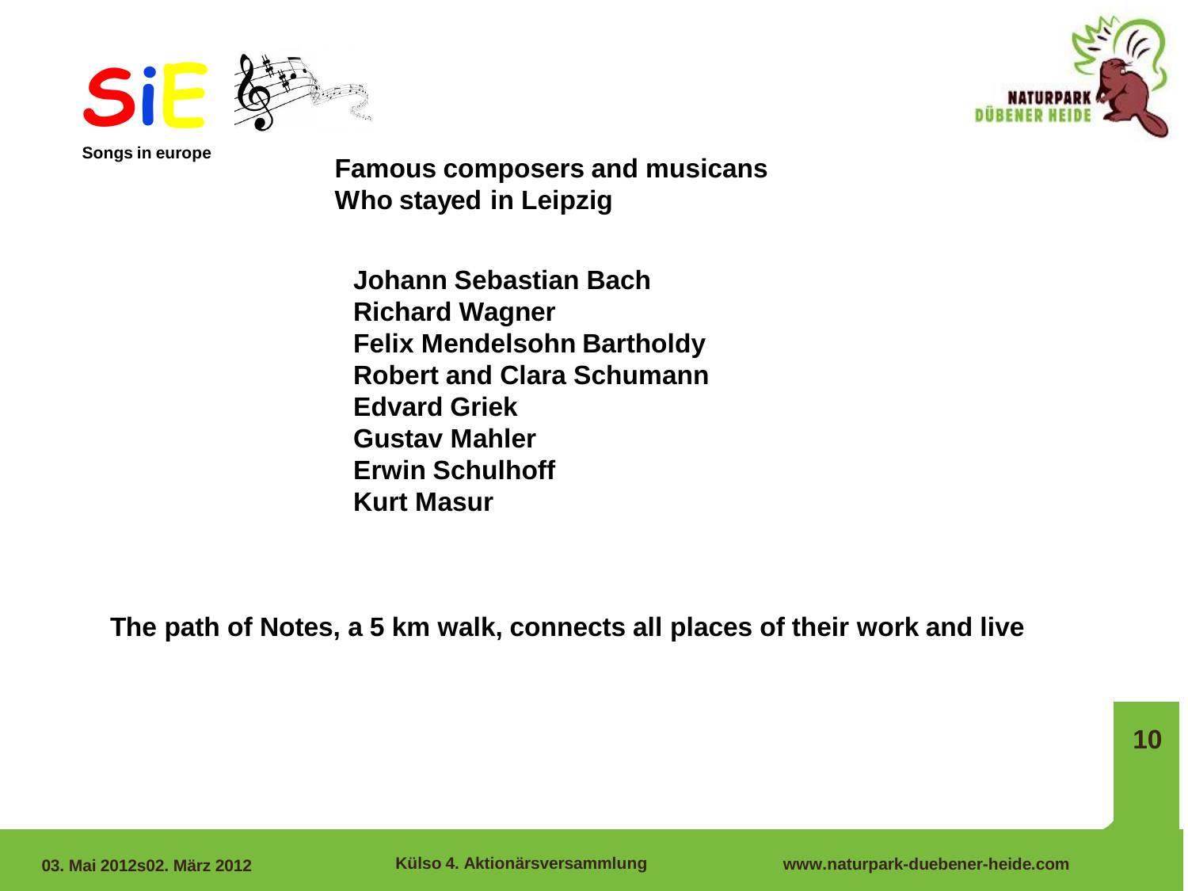**Songs in europe**

## Famous composers and musicans Who stayed in Leipzig

**Johann Sebastian Bach**
**Richard Wagner**
**Felix Mendelsohn Bartholdy**
**Robert and Clara Schumann**
**Edvard Griek**
**Gustav Mahler**
**Erwin Schulhoff**
**Kurt Masur**

**The path of Notes, a 5 km walk, connects all places of their work and live**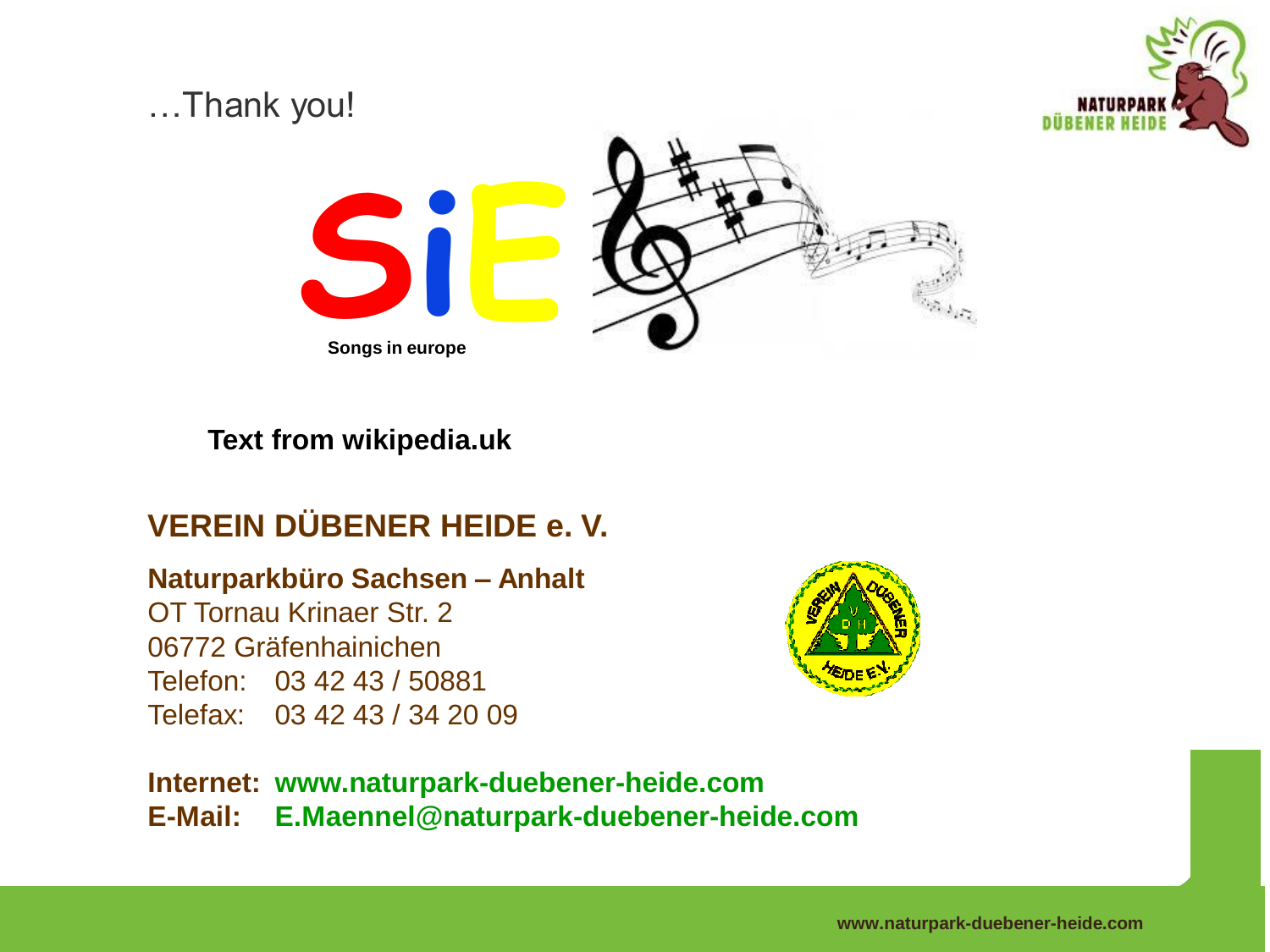…Thank you!

SiE

Songs in europe

**Text from wikipedia.uk**

## VEREIN DÜBENER HEIDE e. V.

**Naturparkbüro Sachsen – Anhalt**
OT Tornau Krinaer Str. 2
06772 Gräfenhainichen
Telefon: 03 42 43 / 50881
Telefax: 03 42 43 / 34 20 09

**Internet: www.naturpark-duebener-heide.com**
**E-Mail: E.Maennel@naturpark-duebener-heide.com**